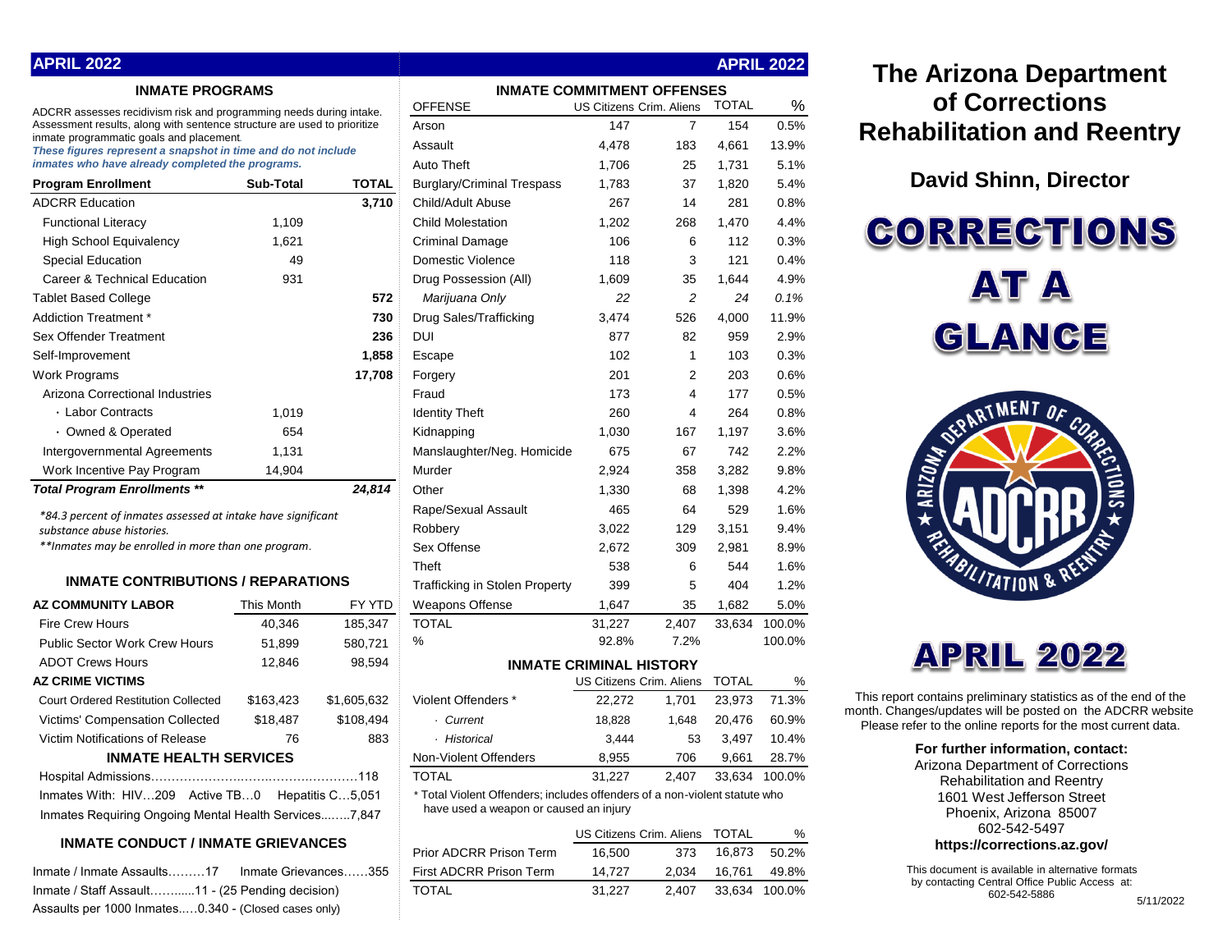## APRIL 2022

### INMATE PROGRAMS

ADCRR assesses recidivism risk and programming needs during intake. Assessment results, along with sentence structure are used to prioritize inmate programmatic goals and placement.

***These figures represent a snapshot in time and do not include inmates who have already completed the programs.***

| Program Enrollment | Sub-Total | TOTAL |
|---|---|---|
| ADCRR Education | | 3,710 |
| Functional Literacy | 1,109 | |
| High School Equivalency | 1,621 | |
| Special Education | 49 | |
| Career & Technical Education | 931 | |
| Tablet Based College | | 572 |
| Addiction Treatment * | | 730 |
| Sex Offender Treatment | | 236 |
| Self-Improvement | | 1,858 |
| Work Programs | | 17,708 |
| Arizona Correctional Industries | | |
| · Labor Contracts | 1,019 | |
| · Owned & Operated | 654 | |
| Intergovernmental Agreements | 1,131 | |
| Work Incentive Pay Program | 14,904 | |
| ***Total Program Enrollments \*\**** | | ***24,814*** |

*\*84.3 percent of inmates assessed at intake have significant substance abuse histories.*

*\*\*Inmates may be enrolled in more than one program.*

### INMATE CONTRIBUTIONS / REPARATIONS

| AZ COMMUNITY LABOR | This Month | FY YTD |
|---|---|---|
| Fire Crew Hours | 40,346 | 185,347 |
| Public Sector Work Crew Hours | 51,899 | 580,721 |
| ADOT Crews Hours | 12,846 | 98,594 |
| **AZ CRIME VICTIMS** | | |
| Court Ordered Restitution Collected | $163,423 | $1,605,632 |
| Victims' Compensation Collected | $18,487 | $108,494 |
| Victim Notifications of Release | 76 | 883 |

### INMATE HEALTH SERVICES

Hospital Admissions……………………………………………118

Inmates With: HIV…209 Active TB…0 Hepatitis C…5,051

Inmates Requiring Ongoing Mental Health Services..……7,847

### INMATE CONDUCT / INMATE GRIEVANCES

Inmate / Inmate Assaults………17 Inmate Grievances……355

Inmate / Staff Assault………..11 - (25 Pending decision)

Assaults per 1000 Inmates..…0.340 - (Closed cases only)

## APRIL 2022

### INMATE COMMITMENT OFFENSES

| OFFENSE | US Citizens | Crim. Aliens | TOTAL | % |
|---|---|---|---|---|
| Arson | 147 | 7 | 154 | 0.5% |
| Assault | 4,478 | 183 | 4,661 | 13.9% |
| Auto Theft | 1,706 | 25 | 1,731 | 5.1% |
| Burglary/Criminal Trespass | 1,783 | 37 | 1,820 | 5.4% |
| Child/Adult Abuse | 267 | 14 | 281 | 0.8% |
| Child Molestation | 1,202 | 268 | 1,470 | 4.4% |
| Criminal Damage | 106 | 6 | 112 | 0.3% |
| Domestic Violence | 118 | 3 | 121 | 0.4% |
| Drug Possession (All) | 1,609 | 35 | 1,644 | 4.9% |
| *Marijuana Only* | *22* | *2* | *24* | *0.1%* |
| Drug Sales/Trafficking | 3,474 | 526 | 4,000 | 11.9% |
| DUI | 877 | 82 | 959 | 2.9% |
| Escape | 102 | 1 | 103 | 0.3% |
| Forgery | 201 | 2 | 203 | 0.6% |
| Fraud | 173 | 4 | 177 | 0.5% |
| Identity Theft | 260 | 4 | 264 | 0.8% |
| Kidnapping | 1,030 | 167 | 1,197 | 3.6% |
| Manslaughter/Neg. Homicide | 675 | 67 | 742 | 2.2% |
| Murder | 2,924 | 358 | 3,282 | 9.8% |
| Other | 1,330 | 68 | 1,398 | 4.2% |
| Rape/Sexual Assault | 465 | 64 | 529 | 1.6% |
| Robbery | 3,022 | 129 | 3,151 | 9.4% |
| Sex Offense | 2,672 | 309 | 2,981 | 8.9% |
| Theft | 538 | 6 | 544 | 1.6% |
| Trafficking in Stolen Property | 399 | 5 | 404 | 1.2% |
| Weapons Offense | 1,647 | 35 | 1,682 | 5.0% |
| TOTAL | 31,227 | 2,407 | 33,634 | 100.0% |
| % | 92.8% | 7.2% | | 100.0% |

### INMATE CRIMINAL HISTORY

| | US Citizens | Crim. Aliens | TOTAL | % |
|---|---|---|---|---|
| Violent Offenders * | 22,272 | 1,701 | 23,973 | 71.3% |
| · *Current* | 18,828 | 1,648 | 20,476 | 60.9% |
| · *Historical* | 3,444 | 53 | 3,497 | 10.4% |
| Non-Violent Offenders | 8,955 | 706 | 9,661 | 28.7% |
| TOTAL | 31,227 | 2,407 | 33,634 | 100.0% |

\* Total Violent Offenders; includes offenders of a non-violent statute who have used a weapon or caused an injury

| | US Citizens | Crim. Aliens | TOTAL | % |
|---|---|---|---|---|
| Prior ADCRR Prison Term | 16,500 | 373 | 16,873 | 50.2% |
| First ADCRR Prison Term | 14,727 | 2,034 | 16,761 | 49.8% |
| TOTAL | 31,227 | 2,407 | 33,634 | 100.0% |

# The Arizona Department of Corrections Rehabilitation and Reentry

## David Shinn, Director

# CORRECTIONS AT A GLANCE

# APRIL 2022

This report contains preliminary statistics as of the end of the month. Changes/updates will be posted on the ADCRR website Please refer to the online reports for the most current data.

**For further information, contact:**

Arizona Department of Corrections Rehabilitation and Reentry
1601 West Jefferson Street
Phoenix, Arizona 85007
602-542-5497
**https://corrections.az.gov/**

This document is available in alternative formats by contacting Central Office Public Access at: 602-542-5886

5/11/2022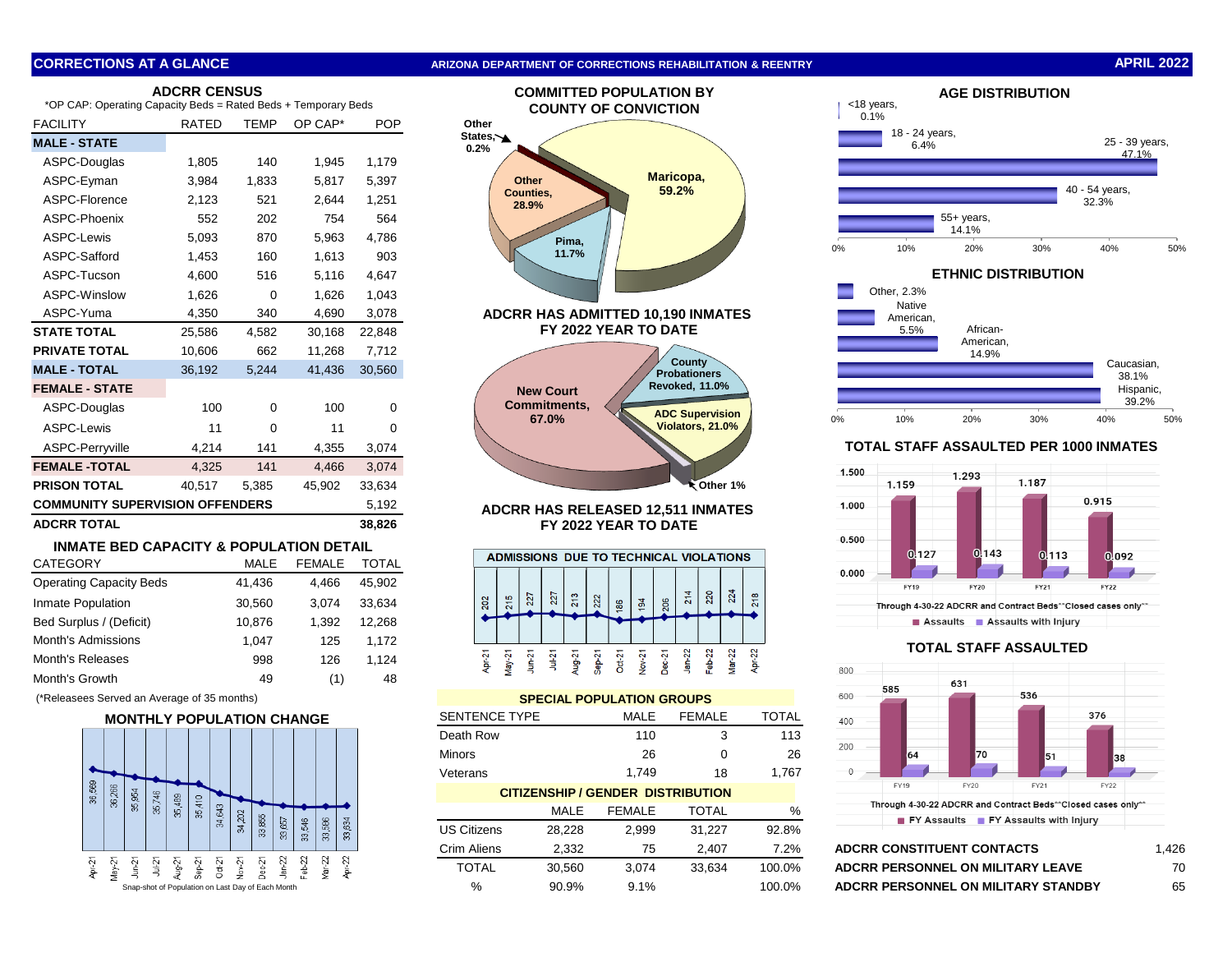## CORRECTIONS AT A GLANCE

ARIZONA DEPARTMENT OF CORRECTIONS REHABILITATION & REENTRY

APRIL 2022

### ADCRR CENSUS

*OP CAP: Operating Capacity Beds = Rated Beds + Temporary Beds

| FACILITY | RATED | TEMP | OP CAP* | POP |
|---|---|---|---|---|
| **MALE - STATE** | | | | |
| ASPC-Douglas | 1,805 | 140 | 1,945 | 1,179 |
| ASPC-Eyman | 3,984 | 1,833 | 5,817 | 5,397 |
| ASPC-Florence | 2,123 | 521 | 2,644 | 1,251 |
| ASPC-Phoenix | 552 | 202 | 754 | 564 |
| ASPC-Lewis | 5,093 | 870 | 5,963 | 4,786 |
| ASPC-Safford | 1,453 | 160 | 1,613 | 903 |
| ASPC-Tucson | 4,600 | 516 | 5,116 | 4,647 |
| ASPC-Winslow | 1,626 | 0 | 1,626 | 1,043 |
| ASPC-Yuma | 4,350 | 340 | 4,690 | 3,078 |
| **STATE TOTAL** | 25,586 | 4,582 | 30,168 | 22,848 |
| **PRIVATE TOTAL** | 10,606 | 662 | 11,268 | 7,712 |
| **MALE - TOTAL** | 36,192 | 5,244 | 41,436 | 30,560 |
| **FEMALE - STATE** | | | | |
| ASPC-Douglas | 100 | 0 | 100 | 0 |
| ASPC-Lewis | 11 | 0 | 11 | 0 |
| ASPC-Perryville | 4,214 | 141 | 4,355 | 3,074 |
| **FEMALE -TOTAL** | 4,325 | 141 | 4,466 | 3,074 |
| **PRISON TOTAL** | 40,517 | 5,385 | 45,902 | 33,634 |
| **COMMUNITY SUPERVISION OFFENDERS** | | | | 5,192 |
| **ADCRR TOTAL** | | | | **38,826** |

### INMATE BED CAPACITY & POPULATION DETAIL

| CATEGORY | MALE | FEMALE | TOTAL |
|---|---|---|---|
| Operating Capacity Beds | 41,436 | 4,466 | 45,902 |
| Inmate Population | 30,560 | 3,074 | 33,634 |
| Bed Surplus / (Deficit) | 10,876 | 1,392 | 12,268 |
| Month's Admissions | 1,047 | 125 | 1,172 |
| Month's Releases | 998 | 126 | 1,124 |
| Month's Growth | 49 | (1) | 48 |

(*Releasees Served an Average of 35 months)

### MONTHLY POPULATION CHANGE

36,569 36,266 35,954 35,746 35,489 35,410 34,643 34,202 33,855 33,657 33,546 33,586 33,634

Apr-21 May-21 Jun-21 Jul-21 Aug-21 Sep-21 Oct-21 Nov-21 Dec-21 Jan-22 Feb-22 Mar-22 Apr-22

Snap-shot of Population on Last Day of Each Month

### COMMITTED POPULATION BY COUNTY OF CONVICTION

Other States, 0.2%
Other Counties, 28.9%
Maricopa, 59.2%
Pima, 11.7%

### ADCRR HAS ADMITTED 10,190 INMATES FY 2022 YEAR TO DATE

New Court Commitments, 67.0%
County Probationers Revoked, 11.0%
ADC Supervision Violators, 21.0%
Other 1%

### ADCRR HAS RELEASED 12,511 INMATES FY 2022 YEAR TO DATE

ADMISSIONS DUE TO TECHNICAL VIOLATIONS

202 215 227 227 213 222 186 194 206 214 220 224 218

Apr-21 May-21 Jun-21 Jul-21 Aug-21 Sep-21 Oct-21 Nov-21 Dec-21 Jan-22 Feb-22 Mar-22 Apr-22

### SPECIAL POPULATION GROUPS

| SENTENCE TYPE | MALE | FEMALE | TOTAL |
|---|---|---|---|
| Death Row | 110 | 3 | 113 |
| Minors | 26 | 0 | 26 |
| Veterans | 1,749 | 18 | 1,767 |

### CITIZENSHIP / GENDER DISTRIBUTION

| | MALE | FEMALE | TOTAL | % |
|---|---|---|---|---|
| US Citizens | 28,228 | 2,999 | 31,227 | 92.8% |
| Crim Aliens | 2,332 | 75 | 2,407 | 7.2% |
| TOTAL | 30,560 | 3,074 | 33,634 | 100.0% |
| % | 90.9% | 9.1% | 100.0% | |

### AGE DISTRIBUTION

<18 years, 0.1%
18 - 24 years, 6.4%
25 - 39 years, 47.1%
40 - 54 years, 32.3%
55+ years, 14.1%

0% 10% 20% 30% 40% 50%

### ETHNIC DISTRIBUTION

Other, 2.3%
Native American, 5.5%
African-American, 14.9%
Caucasian, 38.1%
Hispanic, 39.2%

0% 10% 20% 30% 40% 50%

### TOTAL STAFF ASSAULTED PER 1000 INMATES

1.500 1.000 0.500 0.000

FY19: 1.159, 0.127
FY20: 1.293, 0.143
FY21: 1.187, 0.113
FY22: 0.915, 0.092

Through 4-30-22 ADCRR and Contract Beds**Closed cases only**

Assaults | Assaults with Injury

### TOTAL STAFF ASSAULTED

800 600 400 200 0

FY19: 585, 64
FY20: 631, 70
FY21: 536, 51
FY22: 376, 38

Through 4-30-22 ADCRR and Contract Beds**Closed cases only**

FY Assaults | FY Assaults with Injury

| | |
|---|---|
| **ADCRR CONSTITUENT CONTACTS** | 1,426 |
| **ADCRR PERSONNEL ON MILITARY LEAVE** | 70 |
| **ADCRR PERSONNEL ON MILITARY STANDBY** | 65 |